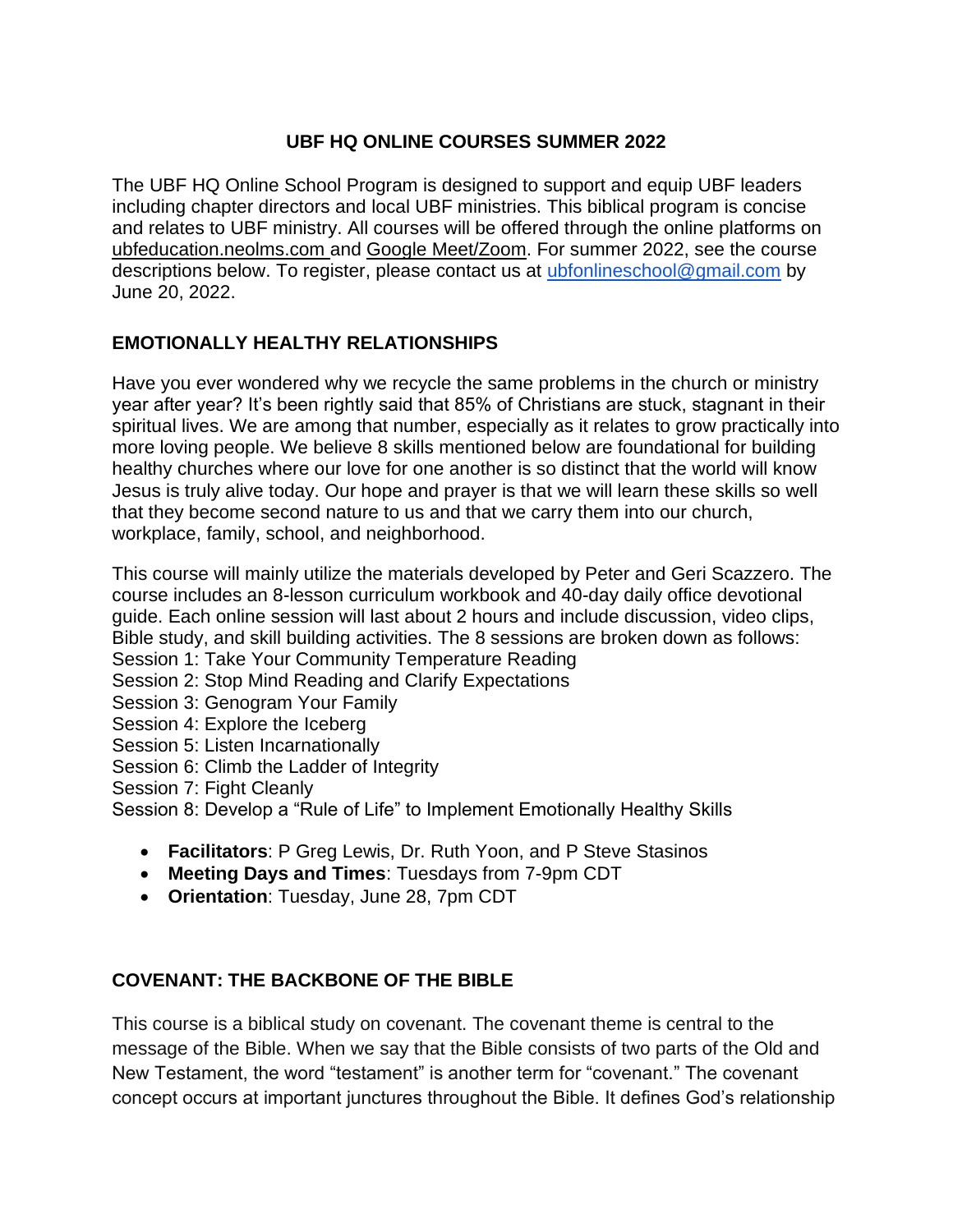# UBF HQ ONLINE COURSES SUMMER 2022

The UBF HQ Online School Program is designed to support and equip UBF leaders including chapter directors and local UBF ministries. This biblical program is concise and relates to UBF ministry. All courses will be offered through the online platforms on ubfeducation.neolms.com and Google Meet/Zoom. For summer 2022, see the course descriptions below. To register, please contact us at ubfonlineschool@gmail.com by June 20, 2022.

## EMOTIONALLY HEALTHY RELATIONSHIPS

Have you ever wondered why we recycle the same problems in the church or ministry year after year? It's been rightly said that 85% of Christians are stuck, stagnant in their spiritual lives. We are among that number, especially as it relates to grow practically into more loving people. We believe 8 skills mentioned below are foundational for building healthy churches where our love for one another is so distinct that the world will know Jesus is truly alive today. Our hope and prayer is that we will learn these skills so well that they become second nature to us and that we carry them into our church, workplace, family, school, and neighborhood.

This course will mainly utilize the materials developed by Peter and Geri Scazzero. The course includes an 8-lesson curriculum workbook and 40-day daily office devotional guide. Each online session will last about 2 hours and include discussion, video clips, Bible study, and skill building activities. The 8 sessions are broken down as follows:
Session 1: Take Your Community Temperature Reading
Session 2: Stop Mind Reading and Clarify Expectations
Session 3: Genogram Your Family
Session 4: Explore the Iceberg
Session 5: Listen Incarnationally
Session 6: Climb the Ladder of Integrity
Session 7: Fight Cleanly
Session 8: Develop a "Rule of Life" to Implement Emotionally Healthy Skills

- **Facilitators**: P Greg Lewis, Dr. Ruth Yoon, and P Steve Stasinos
- **Meeting Days and Times**: Tuesdays from 7-9pm CDT
- **Orientation**: Tuesday, June 28, 7pm CDT

## COVENANT: THE BACKBONE OF THE BIBLE

This course is a biblical study on covenant. The covenant theme is central to the message of the Bible. When we say that the Bible consists of two parts of the Old and New Testament, the word "testament" is another term for "covenant." The covenant concept occurs at important junctures throughout the Bible. It defines God's relationship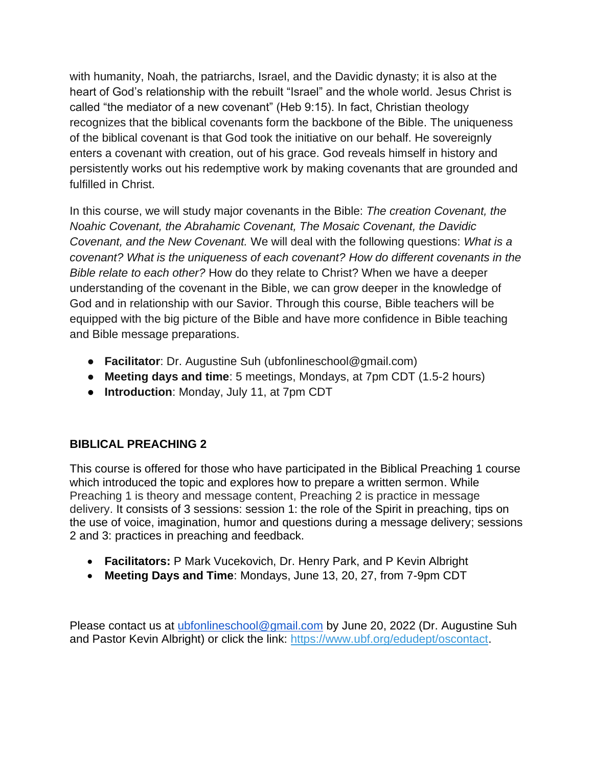with humanity, Noah, the patriarchs, Israel, and the Davidic dynasty; it is also at the heart of God's relationship with the rebuilt "Israel" and the whole world. Jesus Christ is called "the mediator of a new covenant" (Heb 9:15). In fact, Christian theology recognizes that the biblical covenants form the backbone of the Bible. The uniqueness of the biblical covenant is that God took the initiative on our behalf. He sovereignly enters a covenant with creation, out of his grace. God reveals himself in history and persistently works out his redemptive work by making covenants that are grounded and fulfilled in Christ.

In this course, we will study major covenants in the Bible: *The creation Covenant, the Noahic Covenant, the Abrahamic Covenant, The Mosaic Covenant, the Davidic Covenant, and the New Covenant.* We will deal with the following questions: *What is a covenant? What is the uniqueness of each covenant? How do different covenants in the Bible relate to each other?* How do they relate to Christ? When we have a deeper understanding of the covenant in the Bible, we can grow deeper in the knowledge of God and in relationship with our Savior. Through this course, Bible teachers will be equipped with the big picture of the Bible and have more confidence in Bible teaching and Bible message preparations.

- **Facilitator**: Dr. Augustine Suh (ubfonlineschool@gmail.com)
- **Meeting days and time**: 5 meetings, Mondays, at 7pm CDT (1.5-2 hours)
- **Introduction**: Monday, July 11, at 7pm CDT

### BIBLICAL PREACHING 2

This course is offered for those who have participated in the Biblical Preaching 1 course which introduced the topic and explores how to prepare a written sermon. While Preaching 1 is theory and message content, Preaching 2 is practice in message delivery. It consists of 3 sessions: session 1: the role of the Spirit in preaching, tips on the use of voice, imagination, humor and questions during a message delivery; sessions 2 and 3: practices in preaching and feedback.

- **Facilitators:** P Mark Vucekovich, Dr. Henry Park, and P Kevin Albright
- **Meeting Days and Time**: Mondays, June 13, 20, 27, from 7-9pm CDT

Please contact us at ubfonlineschool@gmail.com by June 20, 2022 (Dr. Augustine Suh and Pastor Kevin Albright) or click the link: https://www.ubf.org/edudept/oscontact.